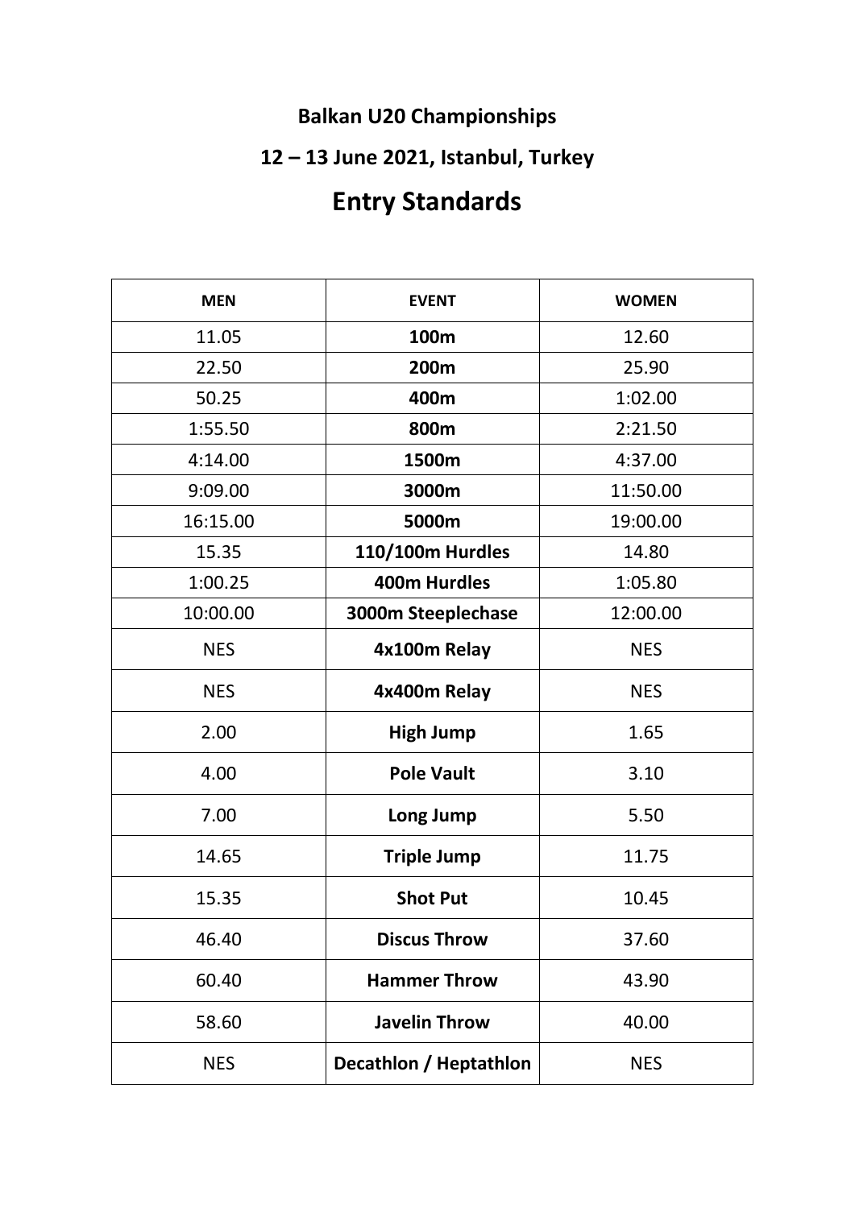**Balkan U20 Championships**

**12 – 13 June 2021, Istanbul, Turkey**

# Entry Standards

| MEN | EVENT | WOMEN |
|---|---|---|
| 11.05 | **100m** | 12.60 |
| 22.50 | **200m** | 25.90 |
| 50.25 | **400m** | 1:02.00 |
| 1:55.50 | **800m** | 2:21.50 |
| 4:14.00 | **1500m** | 4:37.00 |
| 9:09.00 | **3000m** | 11:50.00 |
| 16:15.00 | **5000m** | 19:00.00 |
| 15.35 | **110/100m Hurdles** | 14.80 |
| 1:00.25 | **400m Hurdles** | 1:05.80 |
| 10:00.00 | **3000m Steeplechase** | 12:00.00 |
| NES | **4x100m Relay** | NES |
| NES | **4x400m Relay** | NES |
| 2.00 | **High Jump** | 1.65 |
| 4.00 | **Pole Vault** | 3.10 |
| 7.00 | **Long Jump** | 5.50 |
| 14.65 | **Triple Jump** | 11.75 |
| 15.35 | **Shot Put** | 10.45 |
| 46.40 | **Discus Throw** | 37.60 |
| 60.40 | **Hammer Throw** | 43.90 |
| 58.60 | **Javelin Throw** | 40.00 |
| NES | **Decathlon / Heptathlon** | NES |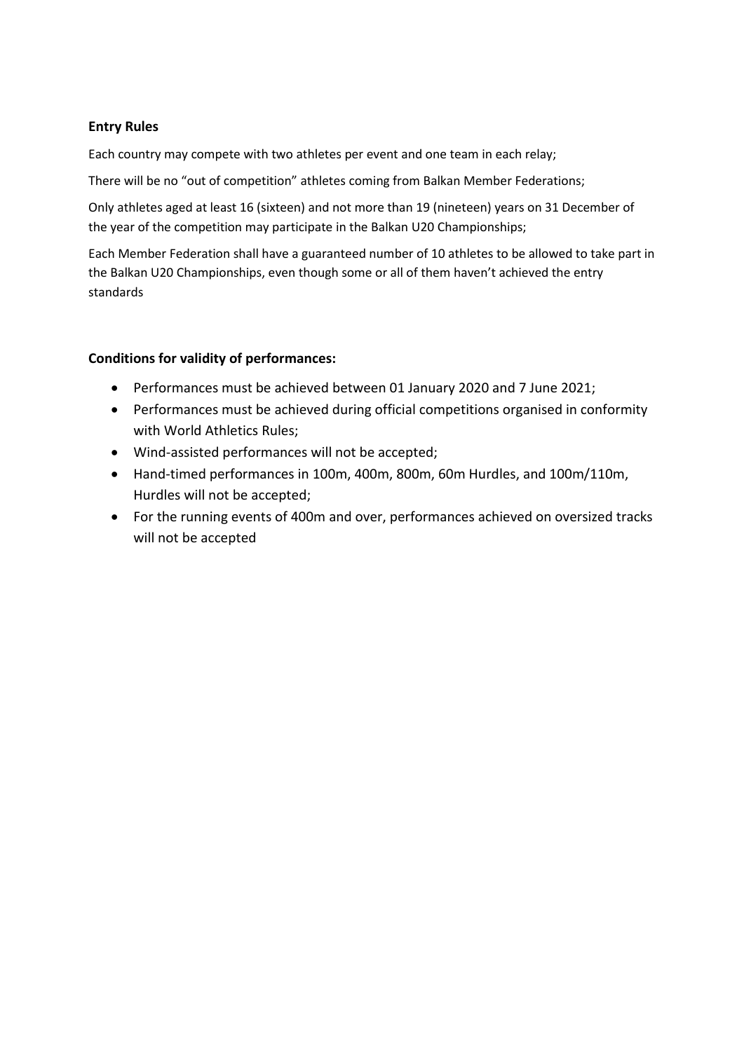## Entry Rules

Each country may compete with two athletes per event and one team in each relay;

There will be no "out of competition" athletes coming from Balkan Member Federations;

Only athletes aged at least 16 (sixteen) and not more than 19 (nineteen) years on 31 December of the year of the competition may participate in the Balkan U20 Championships;

Each Member Federation shall have a guaranteed number of 10 athletes to be allowed to take part in the Balkan U20 Championships, even though some or all of them haven't achieved the entry standards

## Conditions for validity of performances:

- Performances must be achieved between 01 January 2020 and 7 June 2021;
- Performances must be achieved during official competitions organised in conformity with World Athletics Rules;
- Wind-assisted performances will not be accepted;
- Hand-timed performances in 100m, 400m, 800m, 60m Hurdles, and 100m/110m, Hurdles will not be accepted;
- For the running events of 400m and over, performances achieved on oversized tracks will not be accepted